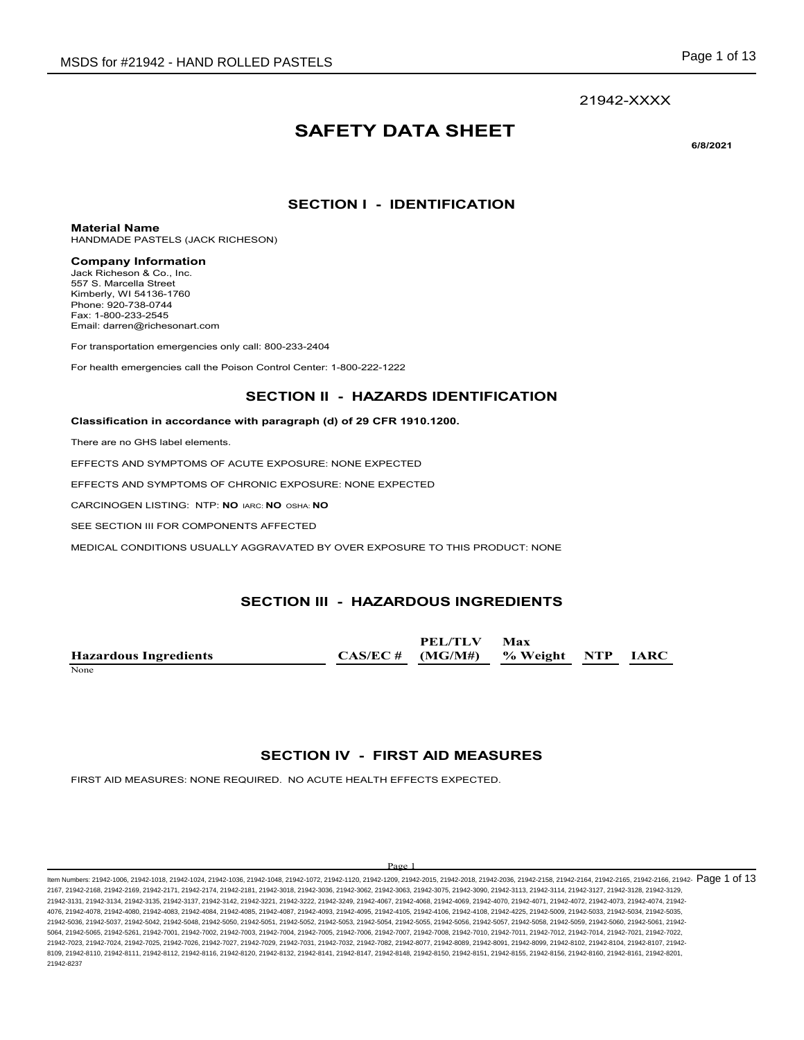21942-XXXX

# SAFETY DATA SHEET

**6/8/2021**

## SECTION I - IDENTIFICATION

**Material Name**
HANDMADE PASTELS (JACK RICHESON)

**Company Information**
Jack Richeson & Co., Inc.
557 S. Marcella Street
Kimberly, WI 54136-1760
Phone: 920-738-0744
Fax: 1-800-233-2545
Email: darren@richesonart.com

For transportation emergencies only call: 800-233-2404

For health emergencies call the Poison Control Center: 1-800-222-1222

## SECTION II - HAZARDS IDENTIFICATION

**Classification in accordance with paragraph (d) of 29 CFR 1910.1200.**

There are no GHS label elements.

EFFECTS AND SYMPTOMS OF ACUTE EXPOSURE: NONE EXPECTED

EFFECTS AND SYMPTOMS OF CHRONIC EXPOSURE: NONE EXPECTED

CARCINOGEN LISTING: NTP: **NO** IARC: **NO** OSHA: **NO**

SEE SECTION III FOR COMPONENTS AFFECTED

MEDICAL CONDITIONS USUALLY AGGRAVATED BY OVER EXPOSURE TO THIS PRODUCT: NONE

## SECTION III - HAZARDOUS INGREDIENTS

| Hazardous Ingredients | CAS/EC # | PEL/TLV (MG/M#) | Max % Weight | NTP | IARC |
|---|---|---|---|---|---|
| None | | | | | |

## SECTION IV - FIRST AID MEASURES

FIRST AID MEASURES: NONE REQUIRED. NO ACUTE HEALTH EFFECTS EXPECTED.

Item Numbers: 21942-1006, 21942-1018, 21942-1024, 21942-1036, 21942-1048, 21942-1072, 21942-1120, 21942-1209, 21942-2015, 21942-2018, 21942-2036, 21942-2158, 21942-2164, 21942-2165, 21942-2166, 21942-2167, 21942-2168, 21942-2169, 21942-2171, 21942-2174, 21942-2181, 21942-3018, 21942-3036, 21942-3062, 21942-3063, 21942-3075, 21942-3090, 21942-3113, 21942-3114, 21942-3127, 21942-3128, 21942-3129, 21942-3131, 21942-3134, 21942-3135, 21942-3137, 21942-3142, 21942-3221, 21942-3222, 21942-3249, 21942-4067, 21942-4068, 21942-4069, 21942-4070, 21942-4071, 21942-4072, 21942-4073, 21942-4074, 21942-4076, 21942-4078, 21942-4080, 21942-4083, 21942-4084, 21942-4085, 21942-4087, 21942-4093, 21942-4095, 21942-4105, 21942-4106, 21942-4108, 21942-4225, 21942-5009, 21942-5033, 21942-5034, 21942-5035, 21942-5036, 21942-5037, 21942-5042, 21942-5048, 21942-5050, 21942-5051, 21942-5052, 21942-5053, 21942-5054, 21942-5055, 21942-5056, 21942-5057, 21942-5058, 21942-5059, 21942-5060, 21942-5061, 21942-5064, 21942-5065, 21942-5261, 21942-7001, 21942-7002, 21942-7003, 21942-7004, 21942-7005, 21942-7006, 21942-7007, 21942-7008, 21942-7010, 21942-7011, 21942-7012, 21942-7014, 21942-7021, 21942-7022, 21942-7023, 21942-7024, 21942-7025, 21942-7026, 21942-7027, 21942-7029, 21942-7031, 21942-7032, 21942-7082, 21942-8077, 21942-8089, 21942-8091, 21942-8099, 21942-8102, 21942-8104, 21942-8107, 21942-8109, 21942-8110, 21942-8111, 21942-8112, 21942-8116, 21942-8120, 21942-8132, 21942-8141, 21942-8147, 21942-8148, 21942-8150, 21942-8151, 21942-8155, 21942-8156, 21942-8160, 21942-8161, 21942-8201, 21942-8237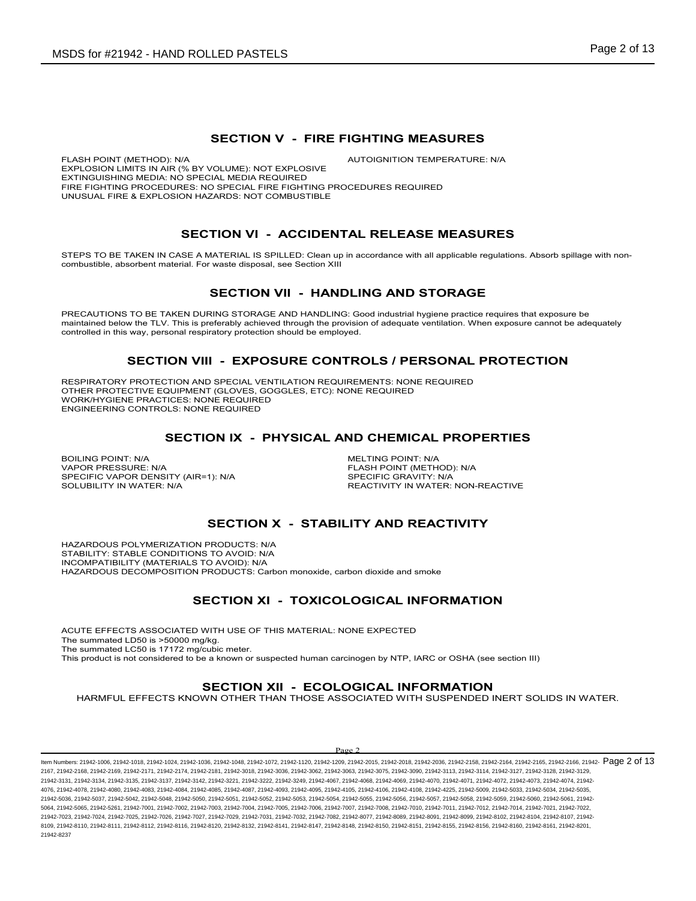## SECTION V - FIRE FIGHTING MEASURES

FLASH POINT (METHOD): N/A

AUTOIGNITION TEMPERATURE: N/A

EXPLOSION LIMITS IN AIR (% BY VOLUME): NOT EXPLOSIVE

EXTINGUISHING MEDIA: NO SPECIAL MEDIA REQUIRED

FIRE FIGHTING PROCEDURES: NO SPECIAL FIRE FIGHTING PROCEDURES REQUIRED

UNUSUAL FIRE & EXPLOSION HAZARDS: NOT COMBUSTIBLE

## SECTION VI - ACCIDENTAL RELEASE MEASURES

STEPS TO BE TAKEN IN CASE A MATERIAL IS SPILLED: Clean up in accordance with all applicable regulations. Absorb spillage with non-combustible, absorbent material. For waste disposal, see Section XIII

## SECTION VII - HANDLING AND STORAGE

PRECAUTIONS TO BE TAKEN DURING STORAGE AND HANDLING: Good industrial hygiene practice requires that exposure be maintained below the TLV. This is preferably achieved through the provision of adequate ventilation. When exposure cannot be adequately controlled in this way, personal respiratory protection should be employed.

## SECTION VIII - EXPOSURE CONTROLS / PERSONAL PROTECTION

RESPIRATORY PROTECTION AND SPECIAL VENTILATION REQUIREMENTS: NONE REQUIRED

OTHER PROTECTIVE EQUIPMENT (GLOVES, GOGGLES, ETC): NONE REQUIRED

WORK/HYGIENE PRACTICES: NONE REQUIRED

ENGINEERING CONTROLS: NONE REQUIRED

## SECTION IX - PHYSICAL AND CHEMICAL PROPERTIES

BOILING POINT: N/A

VAPOR PRESSURE: N/A

SPECIFIC VAPOR DENSITY (AIR=1): N/A

SOLUBILITY IN WATER: N/A

MELTING POINT: N/A

FLASH POINT (METHOD): N/A

SPECIFIC GRAVITY: N/A

REACTIVITY IN WATER: NON-REACTIVE

## SECTION X - STABILITY AND REACTIVITY

HAZARDOUS POLYMERIZATION PRODUCTS: N/A

STABILITY: STABLE CONDITIONS TO AVOID: N/A

INCOMPATIBILITY (MATERIALS TO AVOID): N/A

HAZARDOUS DECOMPOSITION PRODUCTS: Carbon monoxide, carbon dioxide and smoke

## SECTION XI - TOXICOLOGICAL INFORMATION

ACUTE EFFECTS ASSOCIATED WITH USE OF THIS MATERIAL: NONE EXPECTED

The summated LD50 is >50000 mg/kg.

The summated LC50 is 17172 mg/cubic meter.

This product is not considered to be a known or suspected human carcinogen by NTP, IARC or OSHA (see section III)

## SECTION XII - ECOLOGICAL INFORMATION

HARMFUL EFFECTS KNOWN OTHER THAN THOSE ASSOCIATED WITH SUSPENDED INERT SOLIDS IN WATER.

Item Numbers: 21942-1006, 21942-1018, 21942-1024, 21942-1036, 21942-1048, 21942-1072, 21942-1120, 21942-1209, 21942-2015, 21942-2018, 21942-2036, 21942-2158, 21942-2164, 21942-2165, 21942-2166, 21942-2167, 21942-2168, 21942-2169, 21942-2171, 21942-2174, 21942-2181, 21942-3018, 21942-3036, 21942-3062, 21942-3063, 21942-3075, 21942-3090, 21942-3113, 21942-3114, 21942-3127, 21942-3128, 21942-3129, 21942-3131, 21942-3134, 21942-3135, 21942-3137, 21942-3142, 21942-3221, 21942-3222, 21942-3249, 21942-4067, 21942-4068, 21942-4069, 21942-4070, 21942-4071, 21942-4072, 21942-4073, 21942-4074, 21942-4076, 21942-4078, 21942-4080, 21942-4083, 21942-4084, 21942-4085, 21942-4087, 21942-4093, 21942-4095, 21942-4105, 21942-4106, 21942-4108, 21942-4225, 21942-5009, 21942-5033, 21942-5034, 21942-5035, 21942-5036, 21942-5037, 21942-5042, 21942-5048, 21942-5050, 21942-5051, 21942-5052, 21942-5053, 21942-5054, 21942-5055, 21942-5056, 21942-5057, 21942-5058, 21942-5059, 21942-5060, 21942-5061, 21942-5064, 21942-5065, 21942-5261, 21942-7001, 21942-7002, 21942-7003, 21942-7004, 21942-7005, 21942-7006, 21942-7007, 21942-7008, 21942-7010, 21942-7011, 21942-7012, 21942-7014, 21942-7021, 21942-7022, 21942-7023, 21942-7024, 21942-7025, 21942-7026, 21942-7027, 21942-7029, 21942-7031, 21942-7032, 21942-7082, 21942-8077, 21942-8089, 21942-8091, 21942-8099, 21942-8102, 21942-8104, 21942-8107, 21942-8109, 21942-8110, 21942-8111, 21942-8112, 21942-8116, 21942-8120, 21942-8132, 21942-8141, 21942-8147, 21942-8148, 21942-8150, 21942-8151, 21942-8155, 21942-8156, 21942-8160, 21942-8161, 21942-8201, 21942-8237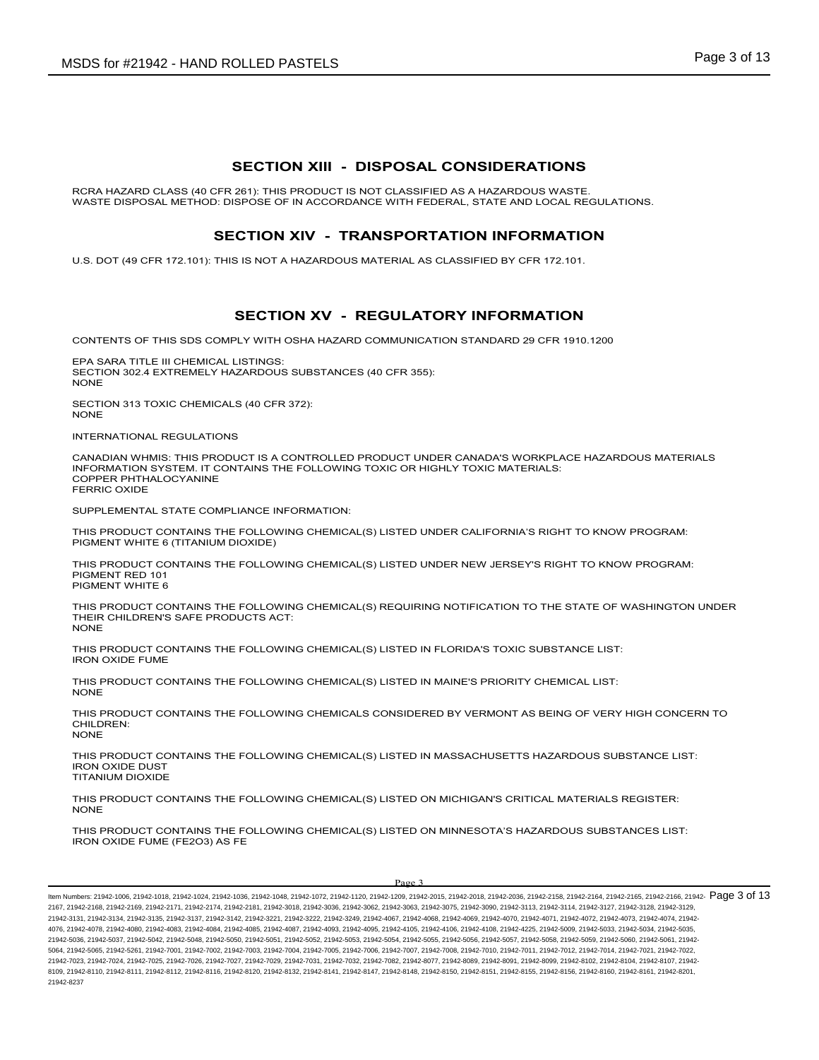## SECTION XIII - DISPOSAL CONSIDERATIONS

RCRA HAZARD CLASS (40 CFR 261): THIS PRODUCT IS NOT CLASSIFIED AS A HAZARDOUS WASTE.
WASTE DISPOSAL METHOD: DISPOSE OF IN ACCORDANCE WITH FEDERAL, STATE AND LOCAL REGULATIONS.

## SECTION XIV - TRANSPORTATION INFORMATION

U.S. DOT (49 CFR 172.101): THIS IS NOT A HAZARDOUS MATERIAL AS CLASSIFIED BY CFR 172.101.

## SECTION XV - REGULATORY INFORMATION

CONTENTS OF THIS SDS COMPLY WITH OSHA HAZARD COMMUNICATION STANDARD 29 CFR 1910.1200

EPA SARA TITLE III CHEMICAL LISTINGS:
SECTION 302.4 EXTREMELY HAZARDOUS SUBSTANCES (40 CFR 355):
NONE

SECTION 313 TOXIC CHEMICALS (40 CFR 372):
NONE

INTERNATIONAL REGULATIONS

CANADIAN WHMIS: THIS PRODUCT IS A CONTROLLED PRODUCT UNDER CANADA'S WORKPLACE HAZARDOUS MATERIALS INFORMATION SYSTEM. IT CONTAINS THE FOLLOWING TOXIC OR HIGHLY TOXIC MATERIALS:
COPPER PHTHALOCYANINE
FERRIC OXIDE

SUPPLEMENTAL STATE COMPLIANCE INFORMATION:

THIS PRODUCT CONTAINS THE FOLLOWING CHEMICAL(S) LISTED UNDER CALIFORNIA'S RIGHT TO KNOW PROGRAM:
PIGMENT WHITE 6 (TITANIUM DIOXIDE)

THIS PRODUCT CONTAINS THE FOLLOWING CHEMICAL(S) LISTED UNDER NEW JERSEY'S RIGHT TO KNOW PROGRAM:
PIGMENT RED 101
PIGMENT WHITE 6

THIS PRODUCT CONTAINS THE FOLLOWING CHEMICAL(S) REQUIRING NOTIFICATION TO THE STATE OF WASHINGTON UNDER THEIR CHILDREN'S SAFE PRODUCTS ACT:
NONE

THIS PRODUCT CONTAINS THE FOLLOWING CHEMICAL(S) LISTED IN FLORIDA'S TOXIC SUBSTANCE LIST:
IRON OXIDE FUME

THIS PRODUCT CONTAINS THE FOLLOWING CHEMICAL(S) LISTED IN MAINE'S PRIORITY CHEMICAL LIST:
NONE

THIS PRODUCT CONTAINS THE FOLLOWING CHEMICALS CONSIDERED BY VERMONT AS BEING OF VERY HIGH CONCERN TO CHILDREN:
NONE

THIS PRODUCT CONTAINS THE FOLLOWING CHEMICAL(S) LISTED IN MASSACHUSETTS HAZARDOUS SUBSTANCE LIST:
IRON OXIDE DUST
TITANIUM DIOXIDE

THIS PRODUCT CONTAINS THE FOLLOWING CHEMICAL(S) LISTED ON MICHIGAN'S CRITICAL MATERIALS REGISTER:
NONE

THIS PRODUCT CONTAINS THE FOLLOWING CHEMICAL(S) LISTED ON MINNESOTA'S HAZARDOUS SUBSTANCES LIST:
IRON OXIDE FUME ($Fe_2O_3$) AS FE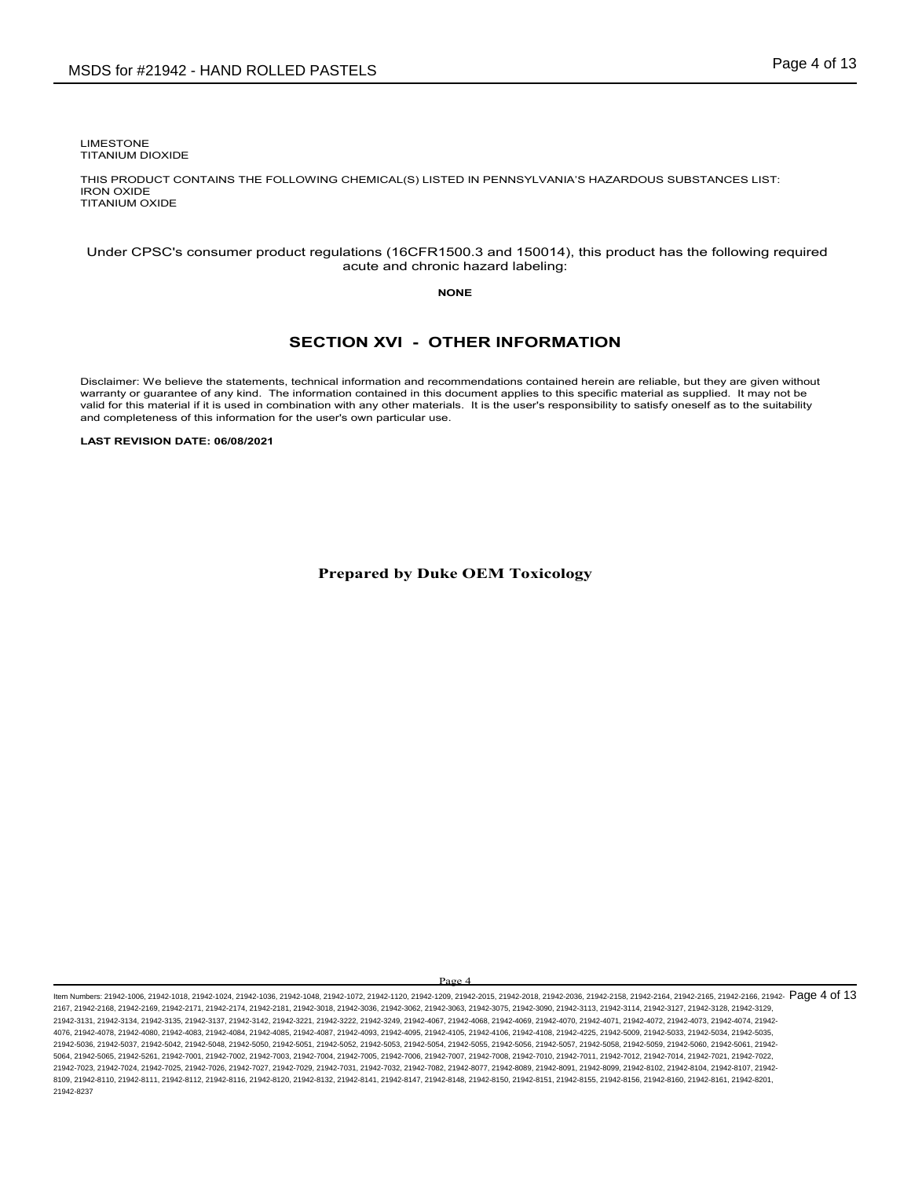LIMESTONE
TITANIUM DIOXIDE

THIS PRODUCT CONTAINS THE FOLLOWING CHEMICAL(S) LISTED IN PENNSYLVANIA'S HAZARDOUS SUBSTANCES LIST:
IRON OXIDE
TITANIUM OXIDE

Under CPSC's consumer product regulations (16CFR1500.3 and 150014), this product has the following required acute and chronic hazard labeling:

**NONE**

## SECTION XVI - OTHER INFORMATION

Disclaimer: We believe the statements, technical information and recommendations contained herein are reliable, but they are given without warranty or guarantee of any kind. The information contained in this document applies to this specific material as supplied. It may not be valid for this material if it is used in combination with any other materials. It is the user's responsibility to satisfy oneself as to the suitability and completeness of this information for the user's own particular use.

**LAST REVISION DATE: 06/08/2021**

**Prepared by Duke OEM Toxicology**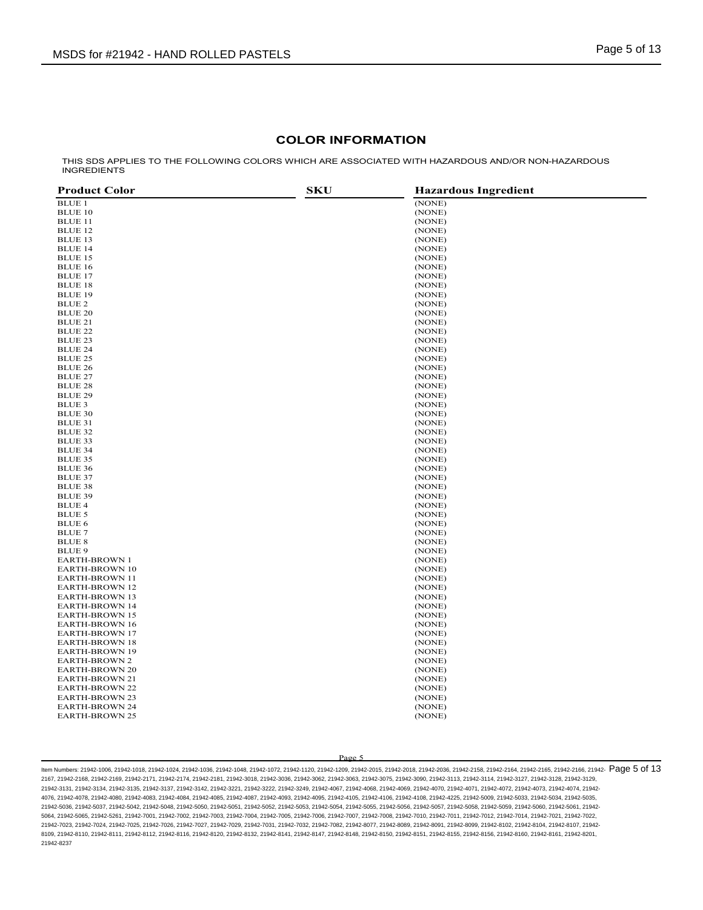## COLOR INFORMATION

THIS SDS APPLIES TO THE FOLLOWING COLORS WHICH ARE ASSOCIATED WITH HAZARDOUS AND/OR NON-HAZARDOUS INGREDIENTS

| Product Color | SKU | Hazardous Ingredient |
|---|---|---|
| BLUE 1 | | (NONE) |
| BLUE 10 | | (NONE) |
| BLUE 11 | | (NONE) |
| BLUE 12 | | (NONE) |
| BLUE 13 | | (NONE) |
| BLUE 14 | | (NONE) |
| BLUE 15 | | (NONE) |
| BLUE 16 | | (NONE) |
| BLUE 17 | | (NONE) |
| BLUE 18 | | (NONE) |
| BLUE 19 | | (NONE) |
| BLUE 2 | | (NONE) |
| BLUE 20 | | (NONE) |
| BLUE 21 | | (NONE) |
| BLUE 22 | | (NONE) |
| BLUE 23 | | (NONE) |
| BLUE 24 | | (NONE) |
| BLUE 25 | | (NONE) |
| BLUE 26 | | (NONE) |
| BLUE 27 | | (NONE) |
| BLUE 28 | | (NONE) |
| BLUE 29 | | (NONE) |
| BLUE 3 | | (NONE) |
| BLUE 30 | | (NONE) |
| BLUE 31 | | (NONE) |
| BLUE 32 | | (NONE) |
| BLUE 33 | | (NONE) |
| BLUE 34 | | (NONE) |
| BLUE 35 | | (NONE) |
| BLUE 36 | | (NONE) |
| BLUE 37 | | (NONE) |
| BLUE 38 | | (NONE) |
| BLUE 39 | | (NONE) |
| BLUE 4 | | (NONE) |
| BLUE 5 | | (NONE) |
| BLUE 6 | | (NONE) |
| BLUE 7 | | (NONE) |
| BLUE 8 | | (NONE) |
| BLUE 9 | | (NONE) |
| EARTH-BROWN 1 | | (NONE) |
| EARTH-BROWN 10 | | (NONE) |
| EARTH-BROWN 11 | | (NONE) |
| EARTH-BROWN 12 | | (NONE) |
| EARTH-BROWN 13 | | (NONE) |
| EARTH-BROWN 14 | | (NONE) |
| EARTH-BROWN 15 | | (NONE) |
| EARTH-BROWN 16 | | (NONE) |
| EARTH-BROWN 17 | | (NONE) |
| EARTH-BROWN 18 | | (NONE) |
| EARTH-BROWN 19 | | (NONE) |
| EARTH-BROWN 2 | | (NONE) |
| EARTH-BROWN 20 | | (NONE) |
| EARTH-BROWN 21 | | (NONE) |
| EARTH-BROWN 22 | | (NONE) |
| EARTH-BROWN 23 | | (NONE) |
| EARTH-BROWN 24 | | (NONE) |
| EARTH-BROWN 25 | | (NONE) |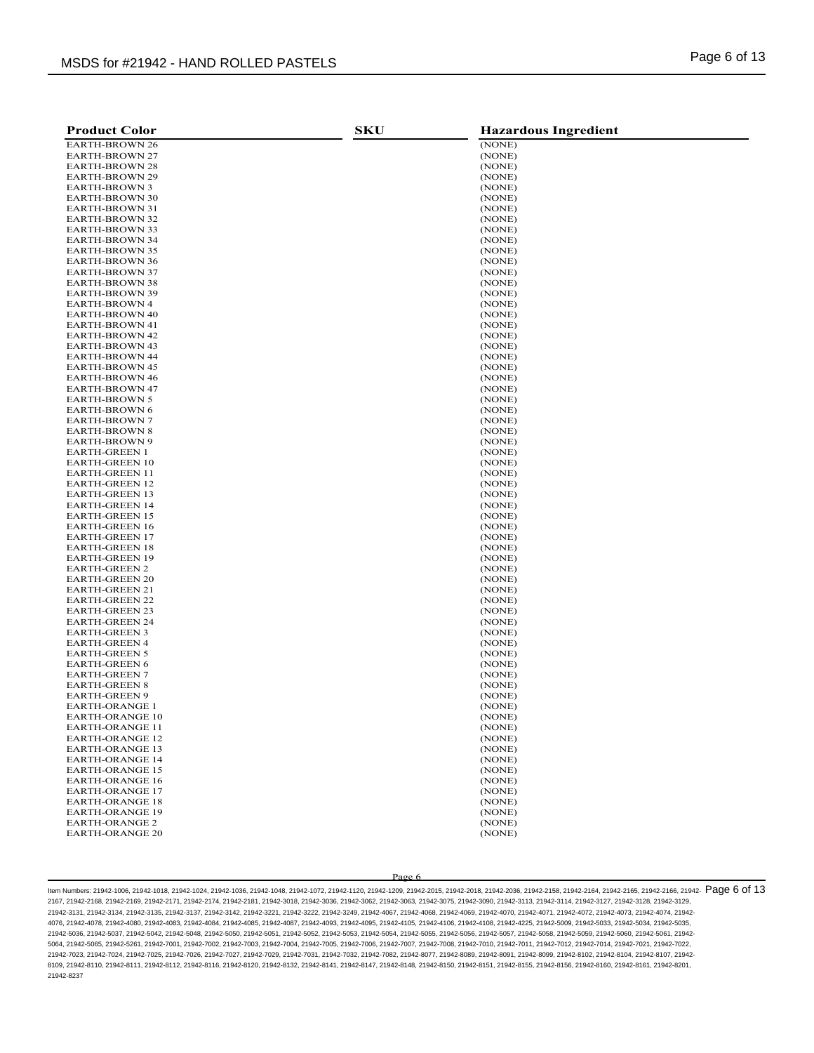| Product Color | SKU | Hazardous Ingredient |
|---|---|---|
| EARTH-BROWN 26 | | (NONE) |
| EARTH-BROWN 27 | | (NONE) |
| EARTH-BROWN 28 | | (NONE) |
| EARTH-BROWN 29 | | (NONE) |
| EARTH-BROWN 3 | | (NONE) |
| EARTH-BROWN 30 | | (NONE) |
| EARTH-BROWN 31 | | (NONE) |
| EARTH-BROWN 32 | | (NONE) |
| EARTH-BROWN 33 | | (NONE) |
| EARTH-BROWN 34 | | (NONE) |
| EARTH-BROWN 35 | | (NONE) |
| EARTH-BROWN 36 | | (NONE) |
| EARTH-BROWN 37 | | (NONE) |
| EARTH-BROWN 38 | | (NONE) |
| EARTH-BROWN 39 | | (NONE) |
| EARTH-BROWN 4 | | (NONE) |
| EARTH-BROWN 40 | | (NONE) |
| EARTH-BROWN 41 | | (NONE) |
| EARTH-BROWN 42 | | (NONE) |
| EARTH-BROWN 43 | | (NONE) |
| EARTH-BROWN 44 | | (NONE) |
| EARTH-BROWN 45 | | (NONE) |
| EARTH-BROWN 46 | | (NONE) |
| EARTH-BROWN 47 | | (NONE) |
| EARTH-BROWN 5 | | (NONE) |
| EARTH-BROWN 6 | | (NONE) |
| EARTH-BROWN 7 | | (NONE) |
| EARTH-BROWN 8 | | (NONE) |
| EARTH-BROWN 9 | | (NONE) |
| EARTH-GREEN 1 | | (NONE) |
| EARTH-GREEN 10 | | (NONE) |
| EARTH-GREEN 11 | | (NONE) |
| EARTH-GREEN 12 | | (NONE) |
| EARTH-GREEN 13 | | (NONE) |
| EARTH-GREEN 14 | | (NONE) |
| EARTH-GREEN 15 | | (NONE) |
| EARTH-GREEN 16 | | (NONE) |
| EARTH-GREEN 17 | | (NONE) |
| EARTH-GREEN 18 | | (NONE) |
| EARTH-GREEN 19 | | (NONE) |
| EARTH-GREEN 2 | | (NONE) |
| EARTH-GREEN 20 | | (NONE) |
| EARTH-GREEN 21 | | (NONE) |
| EARTH-GREEN 22 | | (NONE) |
| EARTH-GREEN 23 | | (NONE) |
| EARTH-GREEN 24 | | (NONE) |
| EARTH-GREEN 3 | | (NONE) |
| EARTH-GREEN 4 | | (NONE) |
| EARTH-GREEN 5 | | (NONE) |
| EARTH-GREEN 6 | | (NONE) |
| EARTH-GREEN 7 | | (NONE) |
| EARTH-GREEN 8 | | (NONE) |
| EARTH-GREEN 9 | | (NONE) |
| EARTH-ORANGE 1 | | (NONE) |
| EARTH-ORANGE 10 | | (NONE) |
| EARTH-ORANGE 11 | | (NONE) |
| EARTH-ORANGE 12 | | (NONE) |
| EARTH-ORANGE 13 | | (NONE) |
| EARTH-ORANGE 14 | | (NONE) |
| EARTH-ORANGE 15 | | (NONE) |
| EARTH-ORANGE 16 | | (NONE) |
| EARTH-ORANGE 17 | | (NONE) |
| EARTH-ORANGE 18 | | (NONE) |
| EARTH-ORANGE 19 | | (NONE) |
| EARTH-ORANGE 2 | | (NONE) |
| EARTH-ORANGE 20 | | (NONE) |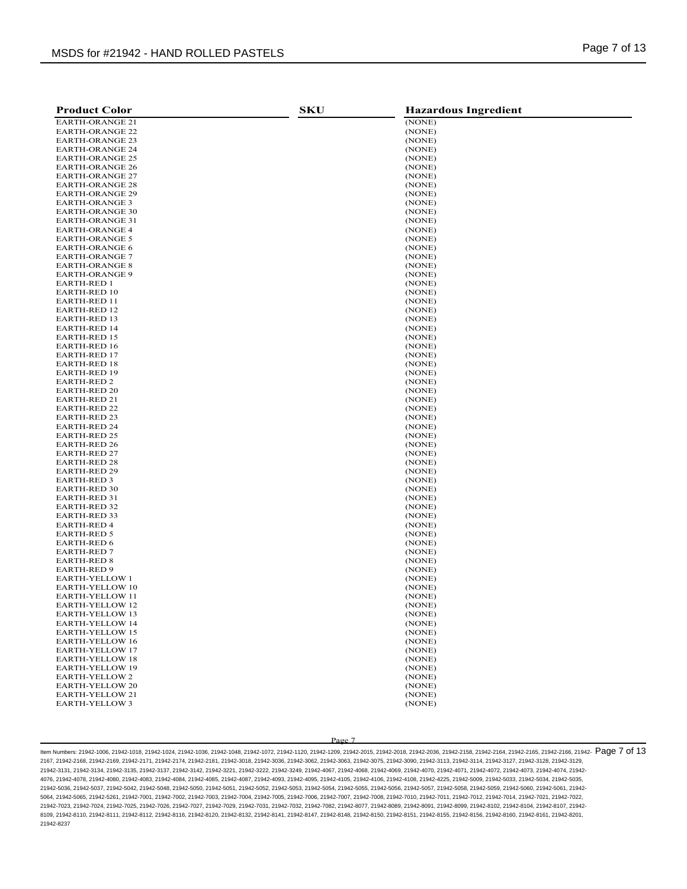| Product Color | SKU | Hazardous Ingredient |
|---|---|---|
| EARTH-ORANGE 21 | | (NONE) |
| EARTH-ORANGE 22 | | (NONE) |
| EARTH-ORANGE 23 | | (NONE) |
| EARTH-ORANGE 24 | | (NONE) |
| EARTH-ORANGE 25 | | (NONE) |
| EARTH-ORANGE 26 | | (NONE) |
| EARTH-ORANGE 27 | | (NONE) |
| EARTH-ORANGE 28 | | (NONE) |
| EARTH-ORANGE 29 | | (NONE) |
| EARTH-ORANGE 3 | | (NONE) |
| EARTH-ORANGE 30 | | (NONE) |
| EARTH-ORANGE 31 | | (NONE) |
| EARTH-ORANGE 4 | | (NONE) |
| EARTH-ORANGE 5 | | (NONE) |
| EARTH-ORANGE 6 | | (NONE) |
| EARTH-ORANGE 7 | | (NONE) |
| EARTH-ORANGE 8 | | (NONE) |
| EARTH-ORANGE 9 | | (NONE) |
| EARTH-RED 1 | | (NONE) |
| EARTH-RED 10 | | (NONE) |
| EARTH-RED 11 | | (NONE) |
| EARTH-RED 12 | | (NONE) |
| EARTH-RED 13 | | (NONE) |
| EARTH-RED 14 | | (NONE) |
| EARTH-RED 15 | | (NONE) |
| EARTH-RED 16 | | (NONE) |
| EARTH-RED 17 | | (NONE) |
| EARTH-RED 18 | | (NONE) |
| EARTH-RED 19 | | (NONE) |
| EARTH-RED 2 | | (NONE) |
| EARTH-RED 20 | | (NONE) |
| EARTH-RED 21 | | (NONE) |
| EARTH-RED 22 | | (NONE) |
| EARTH-RED 23 | | (NONE) |
| EARTH-RED 24 | | (NONE) |
| EARTH-RED 25 | | (NONE) |
| EARTH-RED 26 | | (NONE) |
| EARTH-RED 27 | | (NONE) |
| EARTH-RED 28 | | (NONE) |
| EARTH-RED 29 | | (NONE) |
| EARTH-RED 3 | | (NONE) |
| EARTH-RED 30 | | (NONE) |
| EARTH-RED 31 | | (NONE) |
| EARTH-RED 32 | | (NONE) |
| EARTH-RED 33 | | (NONE) |
| EARTH-RED 4 | | (NONE) |
| EARTH-RED 5 | | (NONE) |
| EARTH-RED 6 | | (NONE) |
| EARTH-RED 7 | | (NONE) |
| EARTH-RED 8 | | (NONE) |
| EARTH-RED 9 | | (NONE) |
| EARTH-YELLOW 1 | | (NONE) |
| EARTH-YELLOW 10 | | (NONE) |
| EARTH-YELLOW 11 | | (NONE) |
| EARTH-YELLOW 12 | | (NONE) |
| EARTH-YELLOW 13 | | (NONE) |
| EARTH-YELLOW 14 | | (NONE) |
| EARTH-YELLOW 15 | | (NONE) |
| EARTH-YELLOW 16 | | (NONE) |
| EARTH-YELLOW 17 | | (NONE) |
| EARTH-YELLOW 18 | | (NONE) |
| EARTH-YELLOW 19 | | (NONE) |
| EARTH-YELLOW 2 | | (NONE) |
| EARTH-YELLOW 20 | | (NONE) |
| EARTH-YELLOW 21 | | (NONE) |
| EARTH-YELLOW 3 | | (NONE) |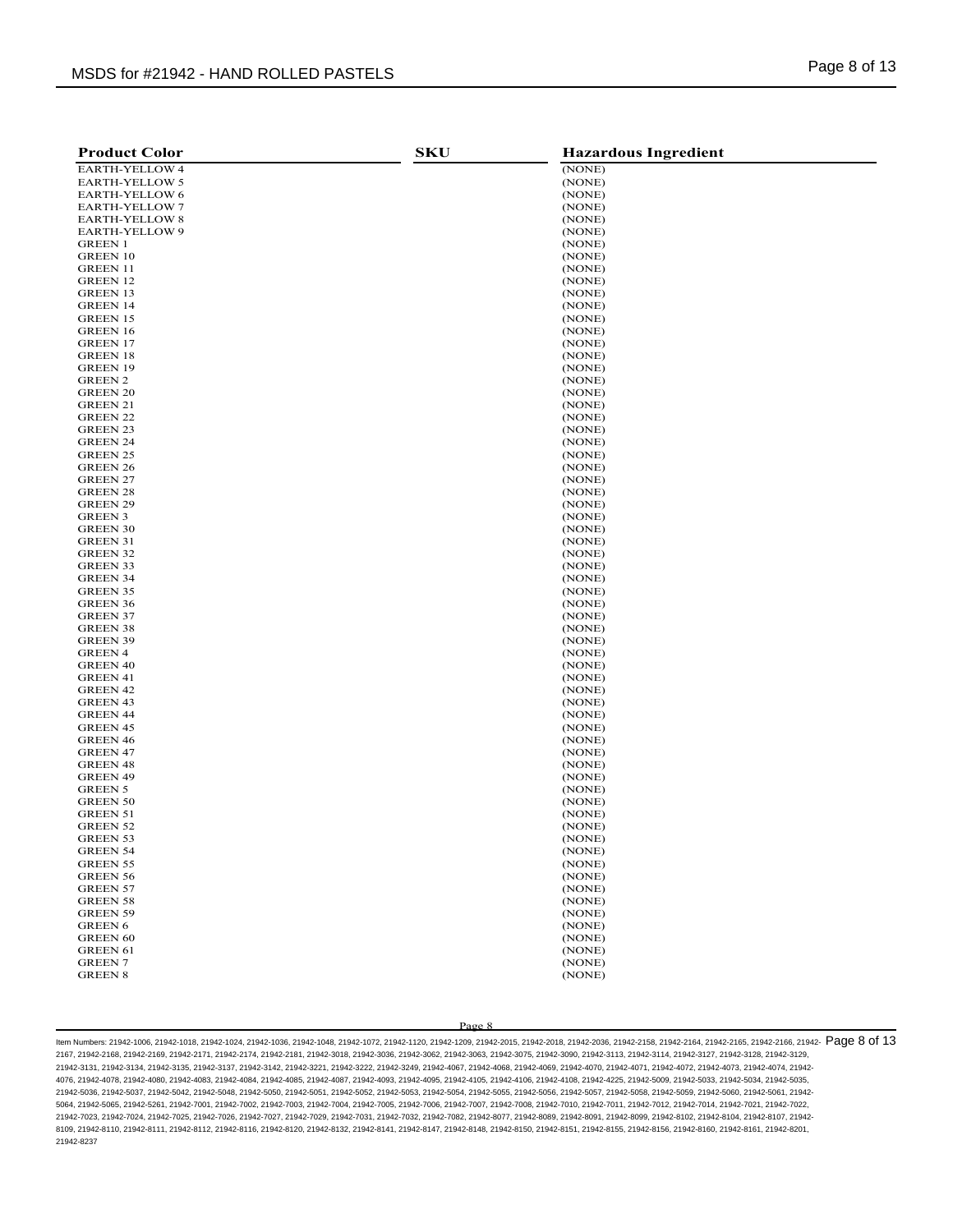| Product Color | SKU | Hazardous Ingredient |
|---|---|---|
| EARTH-YELLOW 4 | | (NONE) |
| EARTH-YELLOW 5 | | (NONE) |
| EARTH-YELLOW 6 | | (NONE) |
| EARTH-YELLOW 7 | | (NONE) |
| EARTH-YELLOW 8 | | (NONE) |
| EARTH-YELLOW 9 | | (NONE) |
| GREEN 1 | | (NONE) |
| GREEN 10 | | (NONE) |
| GREEN 11 | | (NONE) |
| GREEN 12 | | (NONE) |
| GREEN 13 | | (NONE) |
| GREEN 14 | | (NONE) |
| GREEN 15 | | (NONE) |
| GREEN 16 | | (NONE) |
| GREEN 17 | | (NONE) |
| GREEN 18 | | (NONE) |
| GREEN 19 | | (NONE) |
| GREEN 2 | | (NONE) |
| GREEN 20 | | (NONE) |
| GREEN 21 | | (NONE) |
| GREEN 22 | | (NONE) |
| GREEN 23 | | (NONE) |
| GREEN 24 | | (NONE) |
| GREEN 25 | | (NONE) |
| GREEN 26 | | (NONE) |
| GREEN 27 | | (NONE) |
| GREEN 28 | | (NONE) |
| GREEN 29 | | (NONE) |
| GREEN 3 | | (NONE) |
| GREEN 30 | | (NONE) |
| GREEN 31 | | (NONE) |
| GREEN 32 | | (NONE) |
| GREEN 33 | | (NONE) |
| GREEN 34 | | (NONE) |
| GREEN 35 | | (NONE) |
| GREEN 36 | | (NONE) |
| GREEN 37 | | (NONE) |
| GREEN 38 | | (NONE) |
| GREEN 39 | | (NONE) |
| GREEN 4 | | (NONE) |
| GREEN 40 | | (NONE) |
| GREEN 41 | | (NONE) |
| GREEN 42 | | (NONE) |
| GREEN 43 | | (NONE) |
| GREEN 44 | | (NONE) |
| GREEN 45 | | (NONE) |
| GREEN 46 | | (NONE) |
| GREEN 47 | | (NONE) |
| GREEN 48 | | (NONE) |
| GREEN 49 | | (NONE) |
| GREEN 5 | | (NONE) |
| GREEN 50 | | (NONE) |
| GREEN 51 | | (NONE) |
| GREEN 52 | | (NONE) |
| GREEN 53 | | (NONE) |
| GREEN 54 | | (NONE) |
| GREEN 55 | | (NONE) |
| GREEN 56 | | (NONE) |
| GREEN 57 | | (NONE) |
| GREEN 58 | | (NONE) |
| GREEN 59 | | (NONE) |
| GREEN 6 | | (NONE) |
| GREEN 60 | | (NONE) |
| GREEN 61 | | (NONE) |
| GREEN 7 | | (NONE) |
| GREEN 8 | | (NONE) |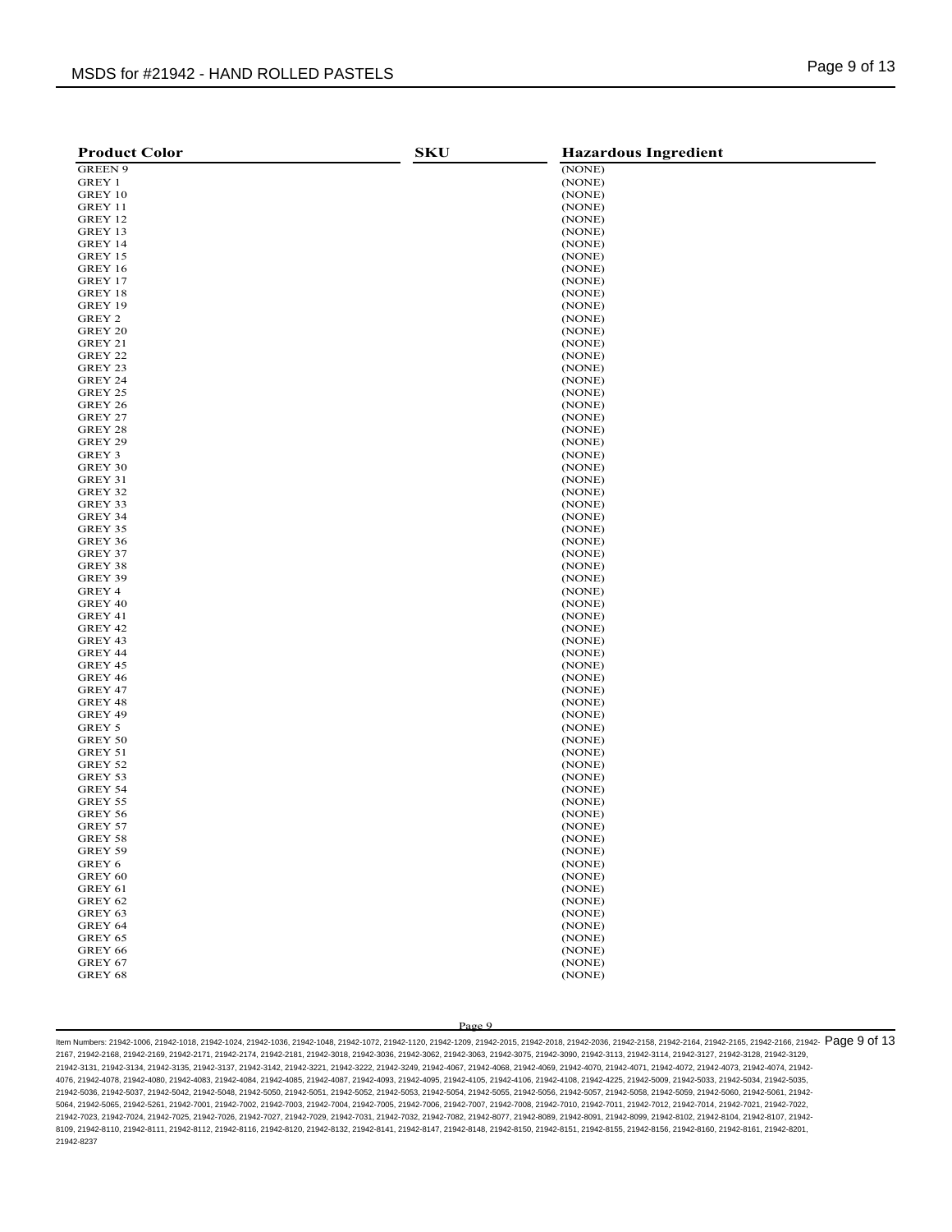| Product Color | SKU | Hazardous Ingredient |
| --- | --- | --- |
| GREEN 9 | | (NONE) |
| GREY 1 | | (NONE) |
| GREY 10 | | (NONE) |
| GREY 11 | | (NONE) |
| GREY 12 | | (NONE) |
| GREY 13 | | (NONE) |
| GREY 14 | | (NONE) |
| GREY 15 | | (NONE) |
| GREY 16 | | (NONE) |
| GREY 17 | | (NONE) |
| GREY 18 | | (NONE) |
| GREY 19 | | (NONE) |
| GREY 2 | | (NONE) |
| GREY 20 | | (NONE) |
| GREY 21 | | (NONE) |
| GREY 22 | | (NONE) |
| GREY 23 | | (NONE) |
| GREY 24 | | (NONE) |
| GREY 25 | | (NONE) |
| GREY 26 | | (NONE) |
| GREY 27 | | (NONE) |
| GREY 28 | | (NONE) |
| GREY 29 | | (NONE) |
| GREY 3 | | (NONE) |
| GREY 30 | | (NONE) |
| GREY 31 | | (NONE) |
| GREY 32 | | (NONE) |
| GREY 33 | | (NONE) |
| GREY 34 | | (NONE) |
| GREY 35 | | (NONE) |
| GREY 36 | | (NONE) |
| GREY 37 | | (NONE) |
| GREY 38 | | (NONE) |
| GREY 39 | | (NONE) |
| GREY 4 | | (NONE) |
| GREY 40 | | (NONE) |
| GREY 41 | | (NONE) |
| GREY 42 | | (NONE) |
| GREY 43 | | (NONE) |
| GREY 44 | | (NONE) |
| GREY 45 | | (NONE) |
| GREY 46 | | (NONE) |
| GREY 47 | | (NONE) |
| GREY 48 | | (NONE) |
| GREY 49 | | (NONE) |
| GREY 5 | | (NONE) |
| GREY 50 | | (NONE) |
| GREY 51 | | (NONE) |
| GREY 52 | | (NONE) |
| GREY 53 | | (NONE) |
| GREY 54 | | (NONE) |
| GREY 55 | | (NONE) |
| GREY 56 | | (NONE) |
| GREY 57 | | (NONE) |
| GREY 58 | | (NONE) |
| GREY 59 | | (NONE) |
| GREY 6 | | (NONE) |
| GREY 60 | | (NONE) |
| GREY 61 | | (NONE) |
| GREY 62 | | (NONE) |
| GREY 63 | | (NONE) |
| GREY 64 | | (NONE) |
| GREY 65 | | (NONE) |
| GREY 66 | | (NONE) |
| GREY 67 | | (NONE) |
| GREY 68 | | (NONE) |

Item Numbers: 21942-1006, 21942-1018, 21942-1024, 21942-1036, 21942-1048, 21942-1072, 21942-1120, 21942-1209, 21942-2015, 21942-2018, 21942-2036, 21942-2158, 21942-2164, 21942-2165, 21942-2166, 21942-2167, 21942-2168, 21942-2169, 21942-2171, 21942-2174, 21942-2181, 21942-3018, 21942-3036, 21942-3062, 21942-3063, 21942-3075, 21942-3090, 21942-3113, 21942-3114, 21942-3127, 21942-3128, 21942-3129, 21942-3131, 21942-3134, 21942-3135, 21942-3137, 21942-3142, 21942-3221, 21942-3222, 21942-3249, 21942-4067, 21942-4068, 21942-4069, 21942-4070, 21942-4071, 21942-4072, 21942-4073, 21942-4074, 21942-4076, 21942-4078, 21942-4080, 21942-4083, 21942-4084, 21942-4085, 21942-4087, 21942-4093, 21942-4095, 21942-4105, 21942-4106, 21942-4108, 21942-4225, 21942-5009, 21942-5033, 21942-5034, 21942-5035, 21942-5036, 21942-5037, 21942-5042, 21942-5048, 21942-5050, 21942-5051, 21942-5052, 21942-5053, 21942-5054, 21942-5055, 21942-5056, 21942-5057, 21942-5058, 21942-5059, 21942-5060, 21942-5061, 21942-5064, 21942-5065, 21942-5261, 21942-7001, 21942-7002, 21942-7003, 21942-7004, 21942-7005, 21942-7006, 21942-7007, 21942-7008, 21942-7010, 21942-7011, 21942-7012, 21942-7014, 21942-7021, 21942-7022, 21942-7023, 21942-7024, 21942-7025, 21942-7026, 21942-7027, 21942-7029, 21942-7031, 21942-7032, 21942-7082, 21942-8077, 21942-8089, 21942-8091, 21942-8099, 21942-8102, 21942-8104, 21942-8107, 21942-8109, 21942-8110, 21942-8111, 21942-8112, 21942-8116, 21942-8120, 21942-8132, 21942-8141, 21942-8147, 21942-8148, 21942-8150, 21942-8151, 21942-8155, 21942-8156, 21942-8160, 21942-8161, 21942-8201, 21942-8237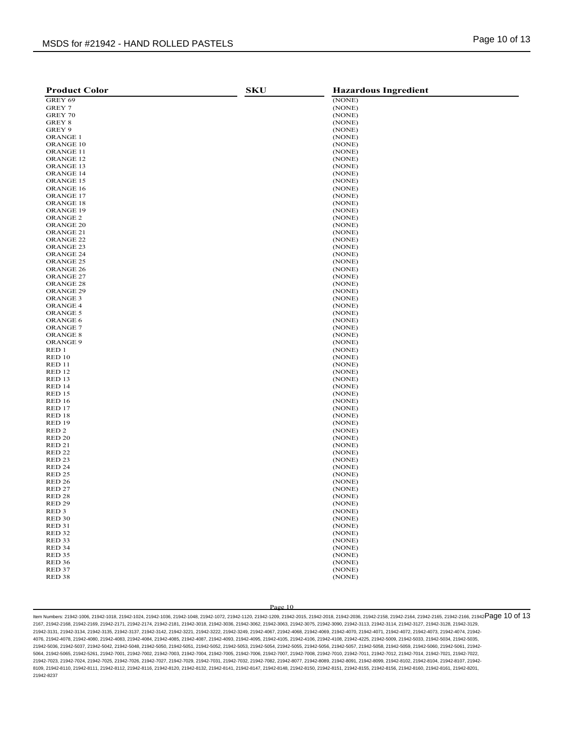| Product Color | SKU | Hazardous Ingredient |
|---|---|---|
| GREY 69 | | (NONE) |
| GREY 7 | | (NONE) |
| GREY 70 | | (NONE) |
| GREY 8 | | (NONE) |
| GREY 9 | | (NONE) |
| ORANGE 1 | | (NONE) |
| ORANGE 10 | | (NONE) |
| ORANGE 11 | | (NONE) |
| ORANGE 12 | | (NONE) |
| ORANGE 13 | | (NONE) |
| ORANGE 14 | | (NONE) |
| ORANGE 15 | | (NONE) |
| ORANGE 16 | | (NONE) |
| ORANGE 17 | | (NONE) |
| ORANGE 18 | | (NONE) |
| ORANGE 19 | | (NONE) |
| ORANGE 2 | | (NONE) |
| ORANGE 20 | | (NONE) |
| ORANGE 21 | | (NONE) |
| ORANGE 22 | | (NONE) |
| ORANGE 23 | | (NONE) |
| ORANGE 24 | | (NONE) |
| ORANGE 25 | | (NONE) |
| ORANGE 26 | | (NONE) |
| ORANGE 27 | | (NONE) |
| ORANGE 28 | | (NONE) |
| ORANGE 29 | | (NONE) |
| ORANGE 3 | | (NONE) |
| ORANGE 4 | | (NONE) |
| ORANGE 5 | | (NONE) |
| ORANGE 6 | | (NONE) |
| ORANGE 7 | | (NONE) |
| ORANGE 8 | | (NONE) |
| ORANGE 9 | | (NONE) |
| RED 1 | | (NONE) |
| RED 10 | | (NONE) |
| RED 11 | | (NONE) |
| RED 12 | | (NONE) |
| RED 13 | | (NONE) |
| RED 14 | | (NONE) |
| RED 15 | | (NONE) |
| RED 16 | | (NONE) |
| RED 17 | | (NONE) |
| RED 18 | | (NONE) |
| RED 19 | | (NONE) |
| RED 2 | | (NONE) |
| RED 20 | | (NONE) |
| RED 21 | | (NONE) |
| RED 22 | | (NONE) |
| RED 23 | | (NONE) |
| RED 24 | | (NONE) |
| RED 25 | | (NONE) |
| RED 26 | | (NONE) |
| RED 27 | | (NONE) |
| RED 28 | | (NONE) |
| RED 29 | | (NONE) |
| RED 3 | | (NONE) |
| RED 30 | | (NONE) |
| RED 31 | | (NONE) |
| RED 32 | | (NONE) |
| RED 33 | | (NONE) |
| RED 34 | | (NONE) |
| RED 35 | | (NONE) |
| RED 36 | | (NONE) |
| RED 37 | | (NONE) |
| RED 38 | | (NONE) |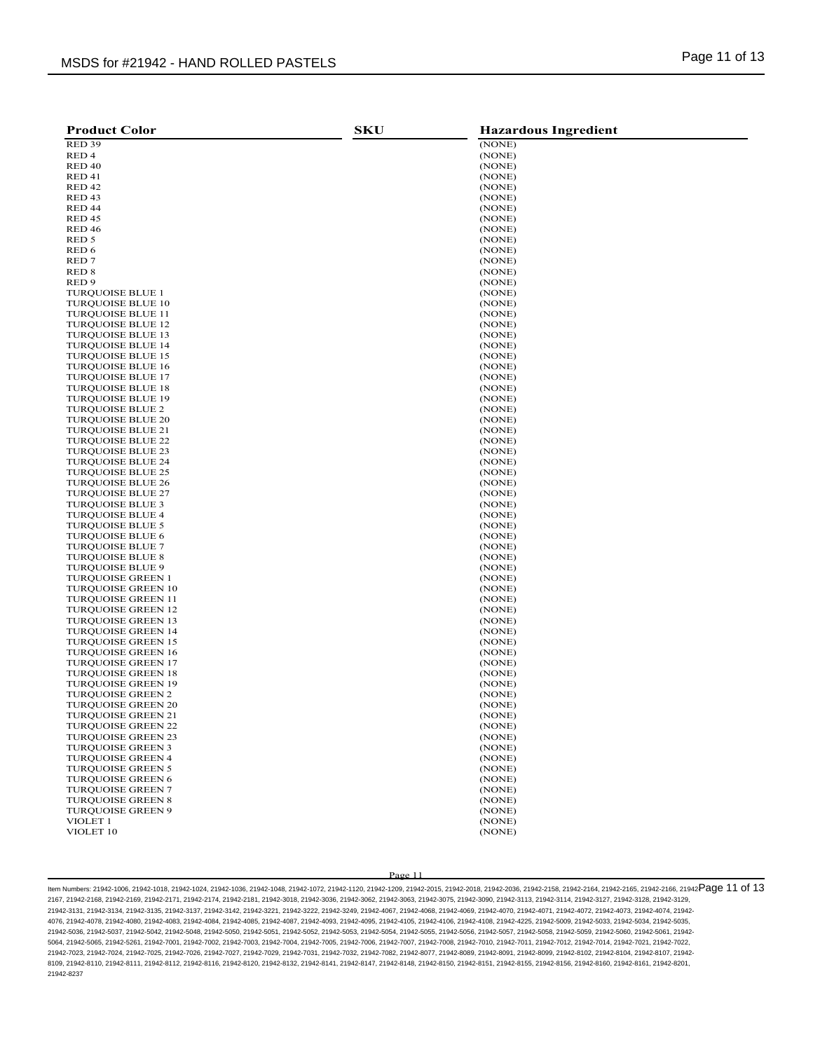| Product Color | SKU | Hazardous Ingredient |
|---|---|---|
| RED 39 | | (NONE) |
| RED 4 | | (NONE) |
| RED 40 | | (NONE) |
| RED 41 | | (NONE) |
| RED 42 | | (NONE) |
| RED 43 | | (NONE) |
| RED 44 | | (NONE) |
| RED 45 | | (NONE) |
| RED 46 | | (NONE) |
| RED 5 | | (NONE) |
| RED 6 | | (NONE) |
| RED 7 | | (NONE) |
| RED 8 | | (NONE) |
| RED 9 | | (NONE) |
| TURQUOISE BLUE 1 | | (NONE) |
| TURQUOISE BLUE 10 | | (NONE) |
| TURQUOISE BLUE 11 | | (NONE) |
| TURQUOISE BLUE 12 | | (NONE) |
| TURQUOISE BLUE 13 | | (NONE) |
| TURQUOISE BLUE 14 | | (NONE) |
| TURQUOISE BLUE 15 | | (NONE) |
| TURQUOISE BLUE 16 | | (NONE) |
| TURQUOISE BLUE 17 | | (NONE) |
| TURQUOISE BLUE 18 | | (NONE) |
| TURQUOISE BLUE 19 | | (NONE) |
| TURQUOISE BLUE 2 | | (NONE) |
| TURQUOISE BLUE 20 | | (NONE) |
| TURQUOISE BLUE 21 | | (NONE) |
| TURQUOISE BLUE 22 | | (NONE) |
| TURQUOISE BLUE 23 | | (NONE) |
| TURQUOISE BLUE 24 | | (NONE) |
| TURQUOISE BLUE 25 | | (NONE) |
| TURQUOISE BLUE 26 | | (NONE) |
| TURQUOISE BLUE 27 | | (NONE) |
| TURQUOISE BLUE 3 | | (NONE) |
| TURQUOISE BLUE 4 | | (NONE) |
| TURQUOISE BLUE 5 | | (NONE) |
| TURQUOISE BLUE 6 | | (NONE) |
| TURQUOISE BLUE 7 | | (NONE) |
| TURQUOISE BLUE 8 | | (NONE) |
| TURQUOISE BLUE 9 | | (NONE) |
| TURQUOISE GREEN 1 | | (NONE) |
| TURQUOISE GREEN 10 | | (NONE) |
| TURQUOISE GREEN 11 | | (NONE) |
| TURQUOISE GREEN 12 | | (NONE) |
| TURQUOISE GREEN 13 | | (NONE) |
| TURQUOISE GREEN 14 | | (NONE) |
| TURQUOISE GREEN 15 | | (NONE) |
| TURQUOISE GREEN 16 | | (NONE) |
| TURQUOISE GREEN 17 | | (NONE) |
| TURQUOISE GREEN 18 | | (NONE) |
| TURQUOISE GREEN 19 | | (NONE) |
| TURQUOISE GREEN 2 | | (NONE) |
| TURQUOISE GREEN 20 | | (NONE) |
| TURQUOISE GREEN 21 | | (NONE) |
| TURQUOISE GREEN 22 | | (NONE) |
| TURQUOISE GREEN 23 | | (NONE) |
| TURQUOISE GREEN 3 | | (NONE) |
| TURQUOISE GREEN 4 | | (NONE) |
| TURQUOISE GREEN 5 | | (NONE) |
| TURQUOISE GREEN 6 | | (NONE) |
| TURQUOISE GREEN 7 | | (NONE) |
| TURQUOISE GREEN 8 | | (NONE) |
| TURQUOISE GREEN 9 | | (NONE) |
| VIOLET 1 | | (NONE) |
| VIOLET 10 | | (NONE) |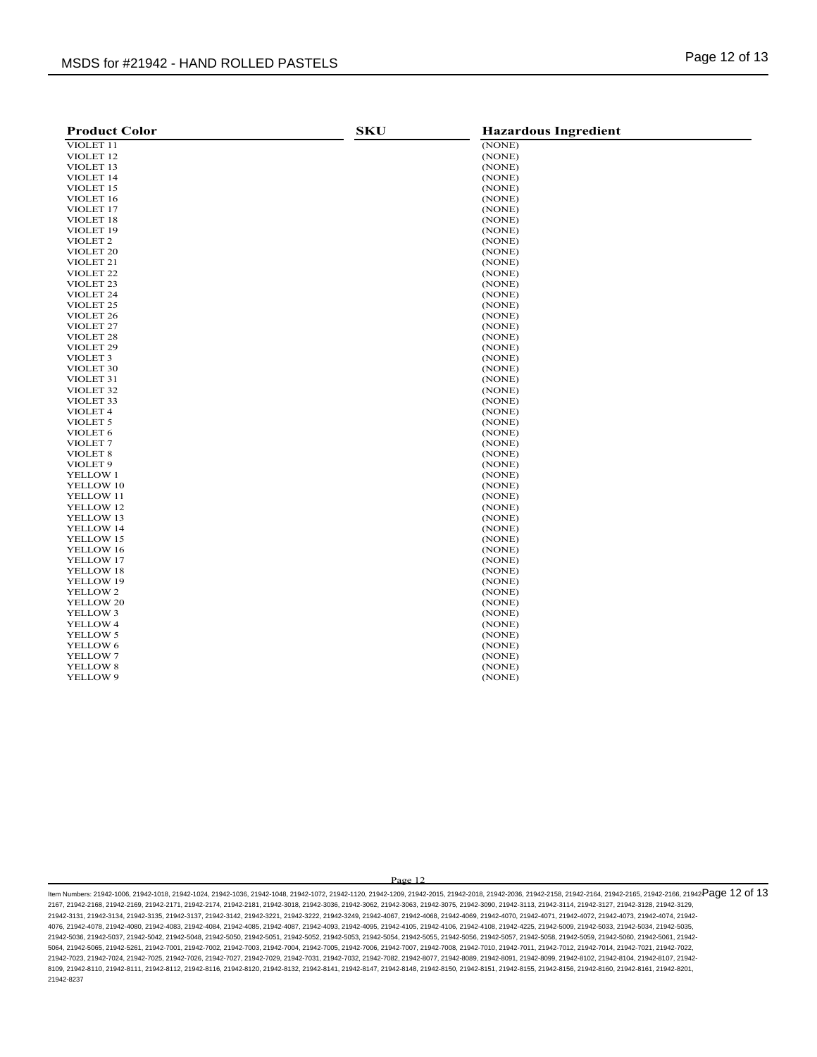| Product Color | SKU | Hazardous Ingredient |
|---|---|---|
| VIOLET 11 | | (NONE) |
| VIOLET 12 | | (NONE) |
| VIOLET 13 | | (NONE) |
| VIOLET 14 | | (NONE) |
| VIOLET 15 | | (NONE) |
| VIOLET 16 | | (NONE) |
| VIOLET 17 | | (NONE) |
| VIOLET 18 | | (NONE) |
| VIOLET 19 | | (NONE) |
| VIOLET 2 | | (NONE) |
| VIOLET 20 | | (NONE) |
| VIOLET 21 | | (NONE) |
| VIOLET 22 | | (NONE) |
| VIOLET 23 | | (NONE) |
| VIOLET 24 | | (NONE) |
| VIOLET 25 | | (NONE) |
| VIOLET 26 | | (NONE) |
| VIOLET 27 | | (NONE) |
| VIOLET 28 | | (NONE) |
| VIOLET 29 | | (NONE) |
| VIOLET 3 | | (NONE) |
| VIOLET 30 | | (NONE) |
| VIOLET 31 | | (NONE) |
| VIOLET 32 | | (NONE) |
| VIOLET 33 | | (NONE) |
| VIOLET 4 | | (NONE) |
| VIOLET 5 | | (NONE) |
| VIOLET 6 | | (NONE) |
| VIOLET 7 | | (NONE) |
| VIOLET 8 | | (NONE) |
| VIOLET 9 | | (NONE) |
| YELLOW 1 | | (NONE) |
| YELLOW 10 | | (NONE) |
| YELLOW 11 | | (NONE) |
| YELLOW 12 | | (NONE) |
| YELLOW 13 | | (NONE) |
| YELLOW 14 | | (NONE) |
| YELLOW 15 | | (NONE) |
| YELLOW 16 | | (NONE) |
| YELLOW 17 | | (NONE) |
| YELLOW 18 | | (NONE) |
| YELLOW 19 | | (NONE) |
| YELLOW 2 | | (NONE) |
| YELLOW 20 | | (NONE) |
| YELLOW 3 | | (NONE) |
| YELLOW 4 | | (NONE) |
| YELLOW 5 | | (NONE) |
| YELLOW 6 | | (NONE) |
| YELLOW 7 | | (NONE) |
| YELLOW 8 | | (NONE) |
| YELLOW 9 | | (NONE) |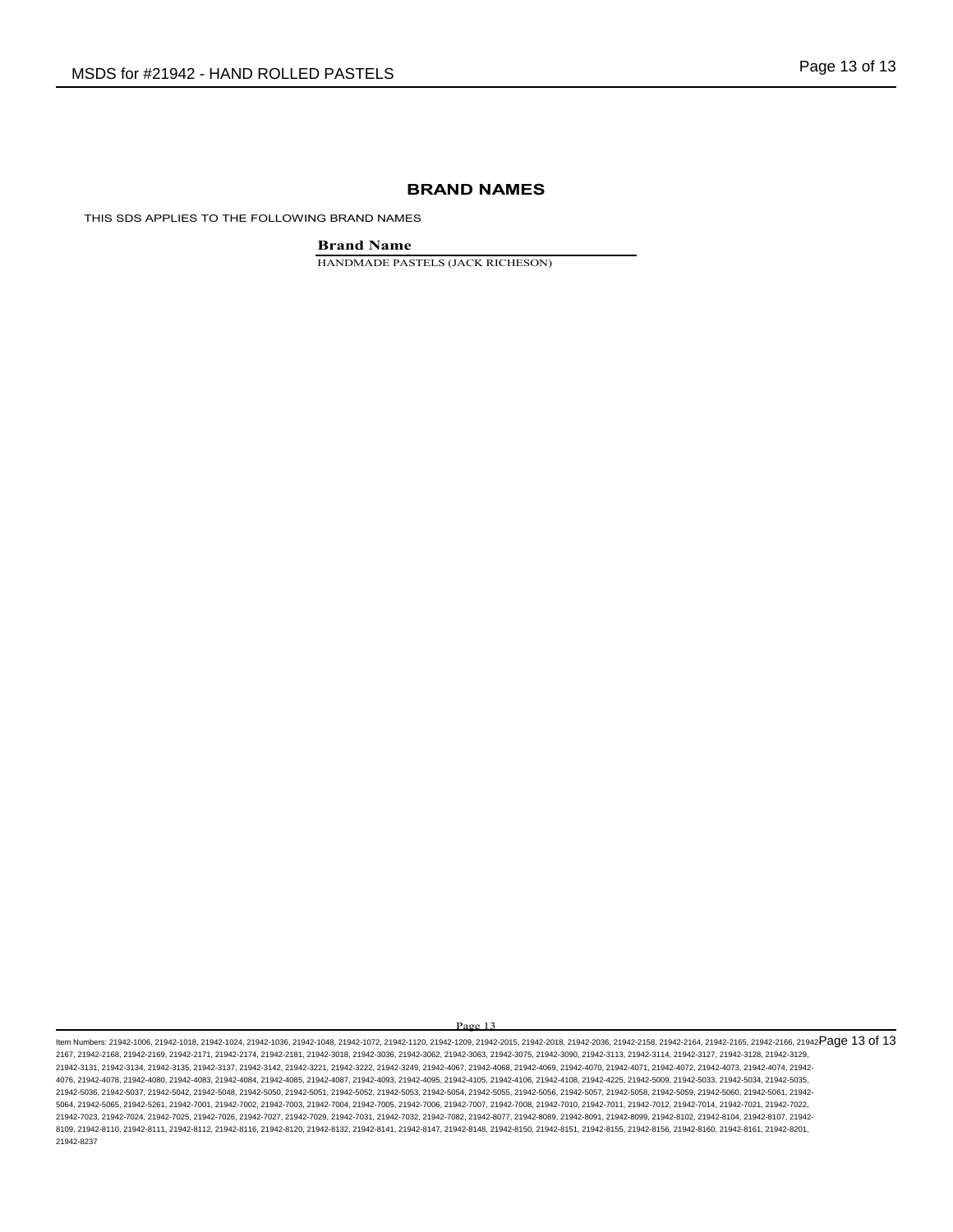## BRAND NAMES

THIS SDS APPLIES TO THE FOLLOWING BRAND NAMES

| Brand Name |
| --- |
| HANDMADE PASTELS (JACK RICHESON) |